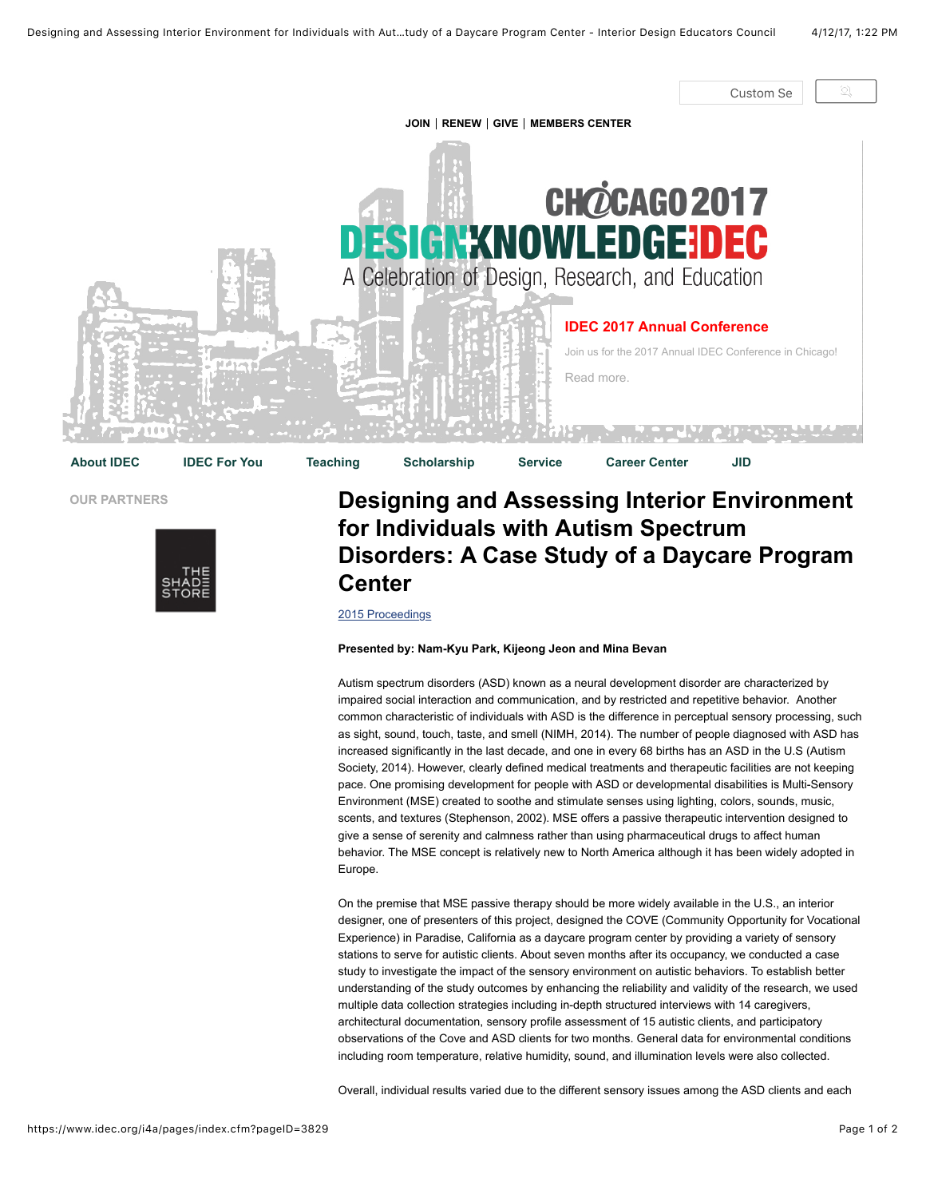# Designing and Assessing Interior Environment for Individuals with Autism Spectrum Disorders: A Case Study of a Daycare Program Center

2015 Proceedings

**Presented by: Nam-Kyu Park, Kijeong Jeon and Mina Bevan**

Autism spectrum disorders (ASD) known as a neural development disorder are characterized by impaired social interaction and communication, and by restricted and repetitive behavior. Another common characteristic of individuals with ASD is the difference in perceptual sensory processing, such as sight, sound, touch, taste, and smell (NIMH, 2014). The number of people diagnosed with ASD has increased significantly in the last decade, and one in every 68 births has an ASD in the U.S (Autism Society, 2014). However, clearly defined medical treatments and therapeutic facilities are not keeping pace. One promising development for people with ASD or developmental disabilities is Multi-Sensory Environment (MSE) created to soothe and stimulate senses using lighting, colors, sounds, music, scents, and textures (Stephenson, 2002). MSE offers a passive therapeutic intervention designed to give a sense of serenity and calmness rather than using pharmaceutical drugs to affect human behavior. The MSE concept is relatively new to North America although it has been widely adopted in Europe.

On the premise that MSE passive therapy should be more widely available in the U.S., an interior designer, one of presenters of this project, designed the COVE (Community Opportunity for Vocational Experience) in Paradise, California as a daycare program center by providing a variety of sensory stations to serve for autistic clients. About seven months after its occupancy, we conducted a case study to investigate the impact of the sensory environment on autistic behaviors. To establish better understanding of the study outcomes by enhancing the reliability and validity of the research, we used multiple data collection strategies including in-depth structured interviews with 14 caregivers, architectural documentation, sensory profile assessment of 15 autistic clients, and participatory observations of the Cove and ASD clients for two months. General data for environmental conditions including room temperature, relative humidity, sound, and illumination levels were also collected.

Overall, individual results varied due to the different sensory issues among the ASD clients and each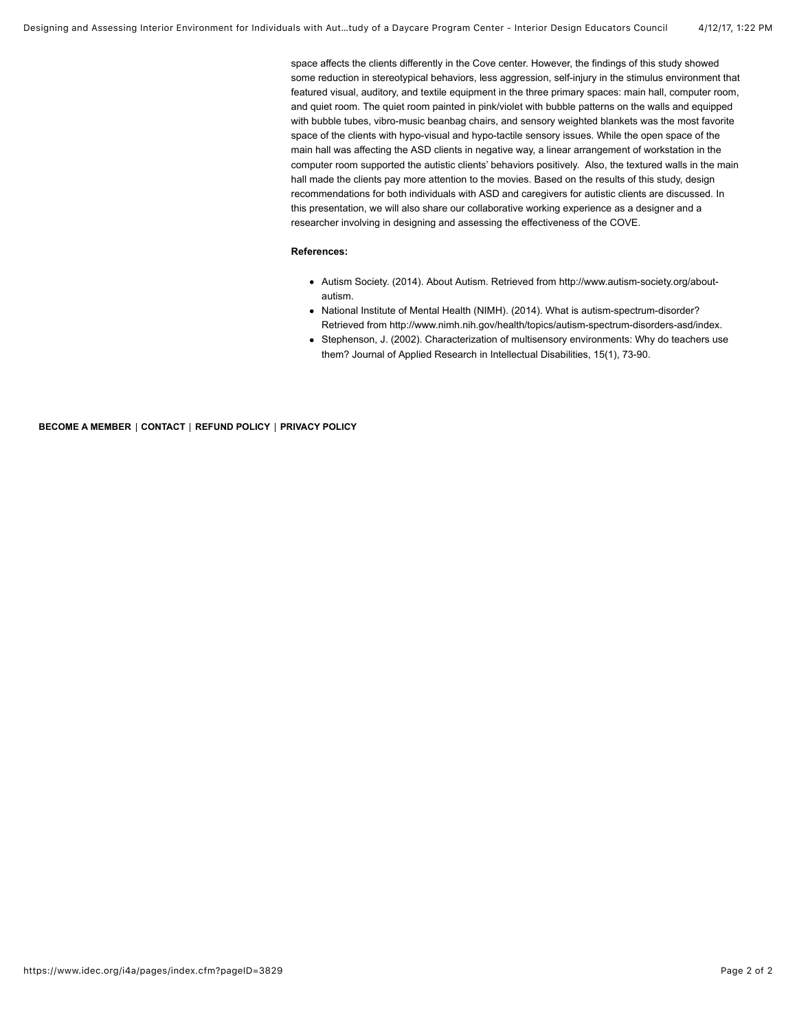space affects the clients differently in the Cove center. However, the findings of this study showed some reduction in stereotypical behaviors, less aggression, self-injury in the stimulus environment that featured visual, auditory, and textile equipment in the three primary spaces: main hall, computer room, and quiet room. The quiet room painted in pink/violet with bubble patterns on the walls and equipped with bubble tubes, vibro-music beanbag chairs, and sensory weighted blankets was the most favorite space of the clients with hypo-visual and hypo-tactile sensory issues. While the open space of the main hall was affecting the ASD clients in negative way, a linear arrangement of workstation in the computer room supported the autistic clients' behaviors positively. Also, the textured walls in the main hall made the clients pay more attention to the movies. Based on the results of this study, design recommendations for both individuals with ASD and caregivers for autistic clients are discussed. In this presentation, we will also share our collaborative working experience as a designer and a researcher involving in designing and assessing the effectiveness of the COVE.

**References:**

- Autism Society. (2014). About Autism. Retrieved from http://www.autism-society.org/about-autism.
- National Institute of Mental Health (NIMH). (2014). What is autism-spectrum-disorder? Retrieved from http://www.nimh.nih.gov/health/topics/autism-spectrum-disorders-asd/index.
- Stephenson, J. (2002). Characterization of multisensory environments: Why do teachers use them? Journal of Applied Research in Intellectual Disabilities, 15(1), 73-90.

**BECOME A MEMBER** | **CONTACT** | **REFUND POLICY** | **PRIVACY POLICY**